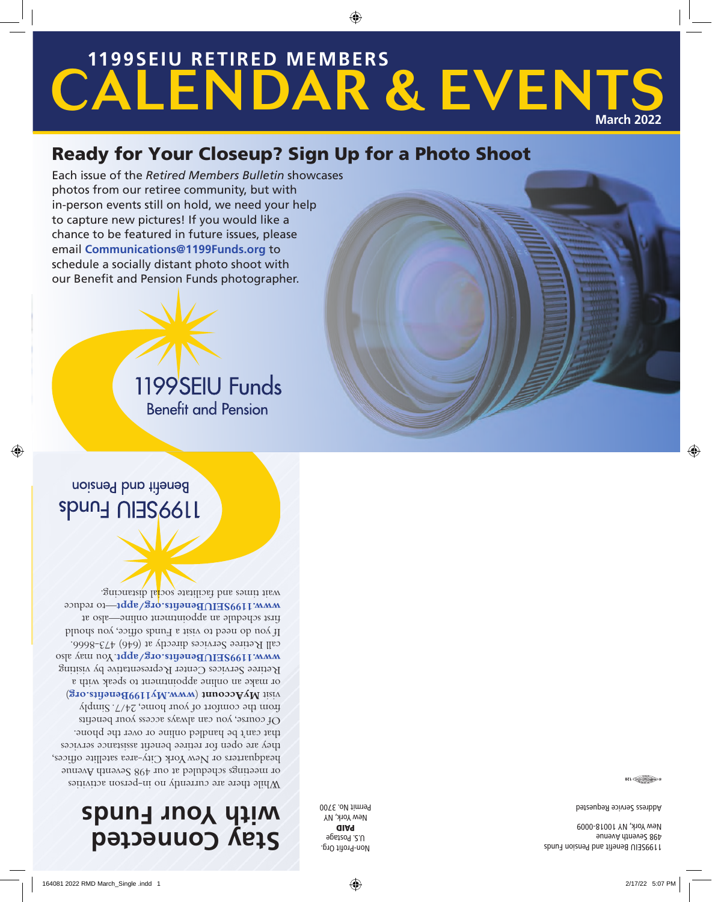# 1199SEIU RETIRED MEMBERS CALENDAR & EVENTS

March 2022

## Ready for Your Closeup? Sign Up for a Photo Shoot

Each issue of the *Retired Members Bulletin* showcases photos from our retiree community, but with in-person events still on hold, we need your help to capture new pictures! If you would like a chance to be featured in future issues, please email **Communications@1199Funds.org** to schedule a socially distant photo shoot with our Benefit and Pension Funds photographer.

1199SEIU Funds
Benefit and Pension

## Stay Connected with Your Funds

While there are currently no in-person activities or meetings scheduled at our 498 Seventh Avenue headquarters or New York City-area satellite offices, they are open for retiree benefit assistance services that can't be handled online or over the phone.

Of course, you can always access your benefits from the comfort of your home, 24/7. Simply visit **MyAccount** (**www.My1199Benefits.org**) or make an online appointment to speak with a Retiree Services Center Representative by visiting **www.1199SEIUBenefits.org/appt**. You may also call Retiree Services directly at (646) 473-8666.

If you do need to visit a Funds office, you should first schedule an appointment online—also at **www.1199SEIUBenefits.org/appt**—to reduce wait times and facilitate social distancing.

1199SEIU Funds
Benefit and Pension

1199SEIU Benefit and Pension Funds
498 Seventh Avenue
New York, NY 10018-0009

Address Service Requested

Non-Profit Org.
U.S. Postage
**PAID**
New York, NY
Permit No. 3700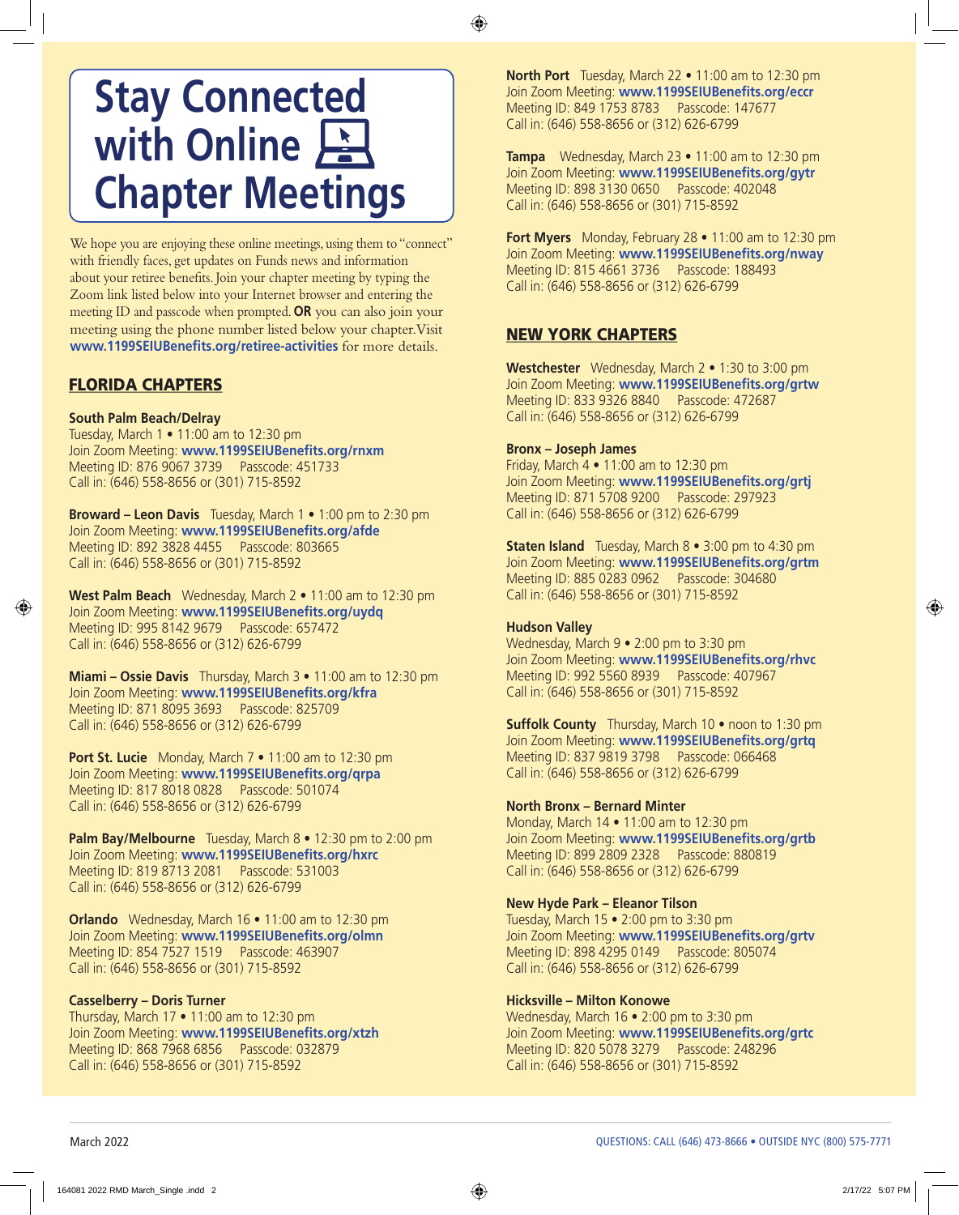# Stay Connected with Online Chapter Meetings

We hope you are enjoying these online meetings, using them to "connect" with friendly faces, get updates on Funds news and information about your retiree benefits. Join your chapter meeting by typing the Zoom link listed below into your Internet browser and entering the meeting ID and passcode when prompted. **OR** you can also join your meeting using the phone number listed below your chapter. Visit **www.1199SEIUBenefits.org/retiree-activities** for more details.

## FLORIDA CHAPTERS

**South Palm Beach/Delray**
Tuesday, March 1 • 11:00 am to 12:30 pm
Join Zoom Meeting: **www.1199SEIUBenefits.org/rnxm**
Meeting ID: 876 9067 3739 Passcode: 451733
Call in: (646) 558-8656 or (301) 715-8592

**Broward – Leon Davis** Tuesday, March 1 • 1:00 pm to 2:30 pm
Join Zoom Meeting: **www.1199SEIUBenefits.org/afde**
Meeting ID: 892 3828 4455 Passcode: 803665
Call in: (646) 558-8656 or (301) 715-8592

**West Palm Beach** Wednesday, March 2 • 11:00 am to 12:30 pm
Join Zoom Meeting: **www.1199SEIUBenefits.org/uydq**
Meeting ID: 995 8142 9679 Passcode: 657472
Call in: (646) 558-8656 or (312) 626-6799

**Miami – Ossie Davis** Thursday, March 3 • 11:00 am to 12:30 pm
Join Zoom Meeting: **www.1199SEIUBenefits.org/kfra**
Meeting ID: 871 8095 3693 Passcode: 825709
Call in: (646) 558-8656 or (312) 626-6799

**Port St. Lucie** Monday, March 7 • 11:00 am to 12:30 pm
Join Zoom Meeting: **www.1199SEIUBenefits.org/qrpa**
Meeting ID: 817 8018 0828 Passcode: 501074
Call in: (646) 558-8656 or (312) 626-6799

**Palm Bay/Melbourne** Tuesday, March 8 • 12:30 pm to 2:00 pm
Join Zoom Meeting: **www.1199SEIUBenefits.org/hxrc**
Meeting ID: 819 8713 2081 Passcode: 531003
Call in: (646) 558-8656 or (312) 626-6799

**Orlando** Wednesday, March 16 • 11:00 am to 12:30 pm
Join Zoom Meeting: **www.1199SEIUBenefits.org/olmn**
Meeting ID: 854 7527 1519 Passcode: 463907
Call in: (646) 558-8656 or (301) 715-8592

**Casselberry – Doris Turner**
Thursday, March 17 • 11:00 am to 12:30 pm
Join Zoom Meeting: **www.1199SEIUBenefits.org/xtzh**
Meeting ID: 868 7968 6856 Passcode: 032879
Call in: (646) 558-8656 or (301) 715-8592

**North Port** Tuesday, March 22 • 11:00 am to 12:30 pm
Join Zoom Meeting: **www.1199SEIUBenefits.org/eccr**
Meeting ID: 849 1753 8783 Passcode: 147677
Call in: (646) 558-8656 or (312) 626-6799

**Tampa** Wednesday, March 23 • 11:00 am to 12:30 pm
Join Zoom Meeting: **www.1199SEIUBenefits.org/gytr**
Meeting ID: 898 3130 0650 Passcode: 402048
Call in: (646) 558-8656 or (301) 715-8592

**Fort Myers** Monday, February 28 • 11:00 am to 12:30 pm
Join Zoom Meeting: **www.1199SEIUBenefits.org/nway**
Meeting ID: 815 4661 3736 Passcode: 188493
Call in: (646) 558-8656 or (312) 626-6799

## NEW YORK CHAPTERS

**Westchester** Wednesday, March 2 • 1:30 to 3:00 pm
Join Zoom Meeting: **www.1199SEIUBenefits.org/grtw**
Meeting ID: 833 9326 8840 Passcode: 472687
Call in: (646) 558-8656 or (312) 626-6799

**Bronx – Joseph James**
Friday, March 4 • 11:00 am to 12:30 pm
Join Zoom Meeting: **www.1199SEIUBenefits.org/grtj**
Meeting ID: 871 5708 9200 Passcode: 297923
Call in: (646) 558-8656 or (312) 626-6799

**Staten Island** Tuesday, March 8 • 3:00 pm to 4:30 pm
Join Zoom Meeting: **www.1199SEIUBenefits.org/grtm**
Meeting ID: 885 0283 0962 Passcode: 304680
Call in: (646) 558-8656 or (301) 715-8592

**Hudson Valley**
Wednesday, March 9 • 2:00 pm to 3:30 pm
Join Zoom Meeting: **www.1199SEIUBenefits.org/rhvc**
Meeting ID: 992 5560 8939 Passcode: 407967
Call in: (646) 558-8656 or (301) 715-8592

**Suffolk County** Thursday, March 10 • noon to 1:30 pm
Join Zoom Meeting: **www.1199SEIUBenefits.org/grtq**
Meeting ID: 837 9819 3798 Passcode: 066468
Call in: (646) 558-8656 or (312) 626-6799

**North Bronx – Bernard Minter**
Monday, March 14 • 11:00 am to 12:30 pm
Join Zoom Meeting: **www.1199SEIUBenefits.org/grtb**
Meeting ID: 899 2809 2328 Passcode: 880819
Call in: (646) 558-8656 or (312) 626-6799

**New Hyde Park – Eleanor Tilson**
Tuesday, March 15 • 2:00 pm to 3:30 pm
Join Zoom Meeting: **www.1199SEIUBenefits.org/grtv**
Meeting ID: 898 4295 0149 Passcode: 805074
Call in: (646) 558-8656 or (312) 626-6799

**Hicksville – Milton Konowe**
Wednesday, March 16 • 2:00 pm to 3:30 pm
Join Zoom Meeting: **www.1199SEIUBenefits.org/grtc**
Meeting ID: 820 5078 3279 Passcode: 248296
Call in: (646) 558-8656 or (301) 715-8592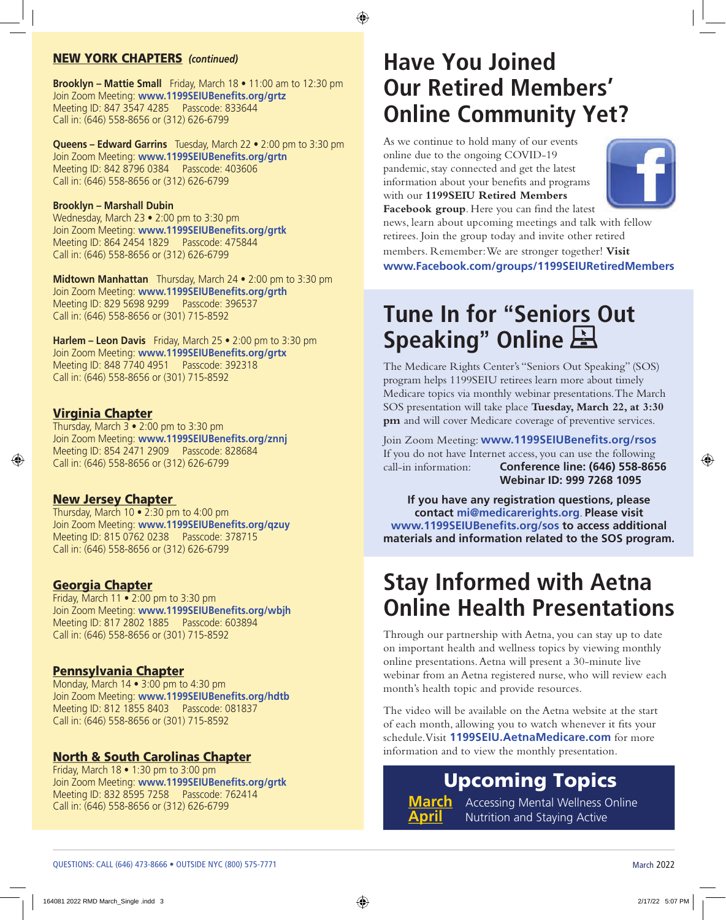## NEW YORK CHAPTERS *(continued)*

**Brooklyn – Mattie Small** Friday, March 18 • 11:00 am to 12:30 pm
Join Zoom Meeting: **www.1199SEIUBenefits.org/grtz**
Meeting ID: 847 3547 4285 Passcode: 833644
Call in: (646) 558-8656 or (312) 626-6799

**Queens – Edward Garrins** Tuesday, March 22 • 2:00 pm to 3:30 pm
Join Zoom Meeting: **www.1199SEIUBenefits.org/grtn**
Meeting ID: 842 8796 0384 Passcode: 403606
Call in: (646) 558-8656 or (312) 626-6799

**Brooklyn – Marshall Dubin**
Wednesday, March 23 • 2:00 pm to 3:30 pm
Join Zoom Meeting: **www.1199SEIUBenefits.org/grtk**
Meeting ID: 864 2454 1829 Passcode: 475844
Call in: (646) 558-8656 or (312) 626-6799

**Midtown Manhattan** Thursday, March 24 • 2:00 pm to 3:30 pm
Join Zoom Meeting: **www.1199SEIUBenefits.org/grth**
Meeting ID: 829 5698 9299 Passcode: 396537
Call in: (646) 558-8656 or (301) 715-8592

**Harlem – Leon Davis** Friday, March 25 • 2:00 pm to 3:30 pm
Join Zoom Meeting: **www.1199SEIUBenefits.org/grtx**
Meeting ID: 848 7740 4951 Passcode: 392318
Call in: (646) 558-8656 or (301) 715-8592

## Virginia Chapter

Thursday, March 3 • 2:00 pm to 3:30 pm
Join Zoom Meeting: **www.1199SEIUBenefits.org/znnj**
Meeting ID: 854 2471 2909 Passcode: 828684
Call in: (646) 558-8656 or (312) 626-6799

## New Jersey Chapter

Thursday, March 10 • 2:30 pm to 4:00 pm
Join Zoom Meeting: **www.1199SEIUBenefits.org/qzuy**
Meeting ID: 815 0762 0238 Passcode: 378715
Call in: (646) 558-8656 or (312) 626-6799

## Georgia Chapter

Friday, March 11 • 2:00 pm to 3:30 pm
Join Zoom Meeting: **www.1199SEIUBenefits.org/wbjh**
Meeting ID: 817 2802 1885 Passcode: 603894
Call in: (646) 558-8656 or (301) 715-8592

## Pennsylvania Chapter

Monday, March 14 • 3:00 pm to 4:30 pm
Join Zoom Meeting: **www.1199SEIUBenefits.org/hdtb**
Meeting ID: 812 1855 8403 Passcode: 081837
Call in: (646) 558-8656 or (301) 715-8592

## North & South Carolinas Chapter

Friday, March 18 • 1:30 pm to 3:00 pm
Join Zoom Meeting: **www.1199SEIUBenefits.org/grtk**
Meeting ID: 832 8595 7258 Passcode: 762414
Call in: (646) 558-8656 or (312) 626-6799

# Have You Joined Our Retired Members' Online Community Yet?

As we continue to hold many of our events online due to the ongoing COVID-19 pandemic, stay connected and get the latest information about your benefits and programs with our **1199SEIU Retired Members Facebook group**. Here you can find the latest news, learn about upcoming meetings and talk with fellow retirees. Join the group today and invite other retired members. Remember: We are stronger together! **Visit www.Facebook.com/groups/1199SEIURetiredMembers**

# Tune In for "Seniors Out Speaking" Online

The Medicare Rights Center's "Seniors Out Speaking" (SOS) program helps 1199SEIU retirees learn more about timely Medicare topics via monthly webinar presentations. The March SOS presentation will take place **Tuesday, March 22, at 3:30 pm** and will cover Medicare coverage of preventive services.

Join Zoom Meeting: **www.1199SEIUBenefits.org/rsos**
If you do not have Internet access, you can use the following call-in information: **Conference line: (646) 558-8656**
**Webinar ID: 999 7268 1095**

**If you have any registration questions, please contact mi@medicarerights.org. Please visit www.1199SEIUBenefits.org/sos to access additional materials and information related to the SOS program.**

# Stay Informed with Aetna Online Health Presentations

Through our partnership with Aetna, you can stay up to date on important health and wellness topics by viewing monthly online presentations. Aetna will present a 30-minute live webinar from an Aetna registered nurse, who will review each month's health topic and provide resources.

The video will be available on the Aetna website at the start of each month, allowing you to watch whenever it fits your schedule. Visit **1199SEIU.AetnaMedicare.com** for more information and to view the monthly presentation.

## Upcoming Topics

**March** Accessing Mental Wellness Online
**April** Nutrition and Staying Active

QUESTIONS: CALL (646) 473-8666 • OUTSIDE NYC (800) 575-7771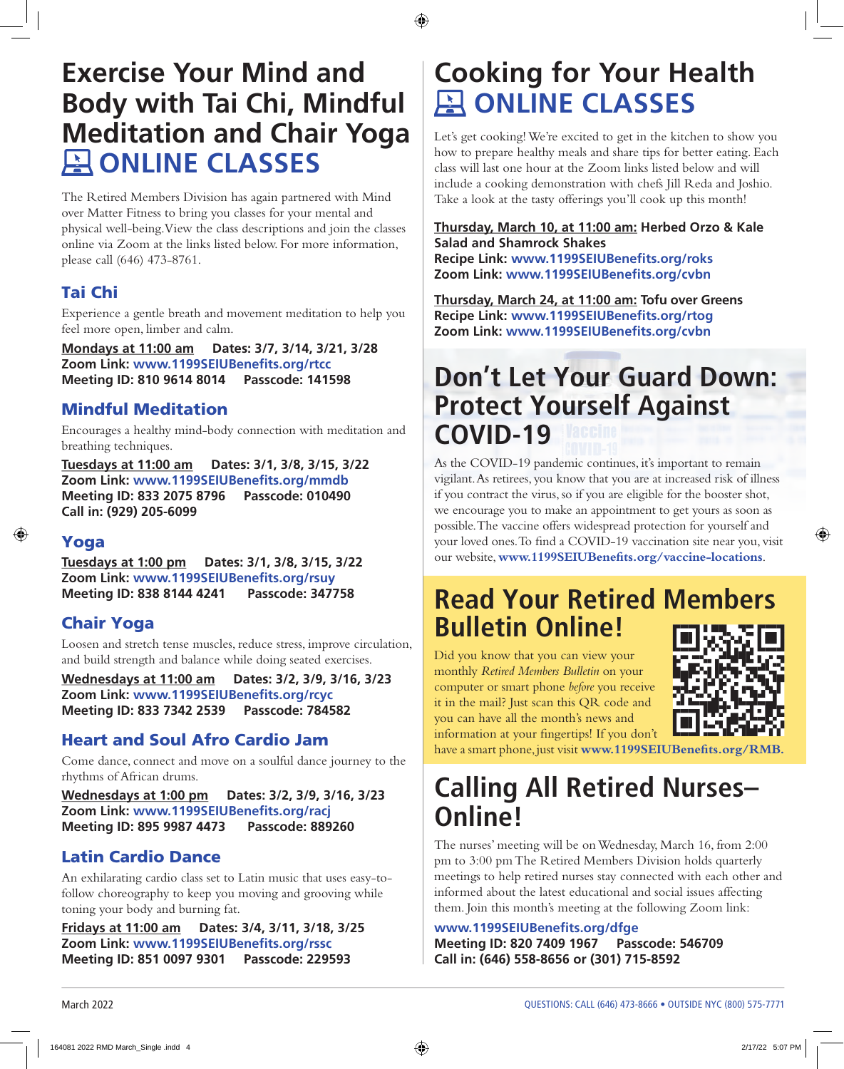# Exercise Your Mind and Body with Tai Chi, Mindful Meditation and Chair Yoga ONLINE CLASSES

The Retired Members Division has again partnered with Mind over Matter Fitness to bring you classes for your mental and physical well-being. View the class descriptions and join the classes online via Zoom at the links listed below. For more information, please call (646) 473-8761.

## Tai Chi

Experience a gentle breath and movement meditation to help you feel more open, limber and calm.

**Mondays at 11:00 am** **Dates: 3/7, 3/14, 3/21, 3/28**
**Zoom Link: www.1199SEIUBenefits.org/rtcc**
**Meeting ID: 810 9614 8014** **Passcode: 141598**

## Mindful Meditation

Encourages a healthy mind-body connection with meditation and breathing techniques.

**Tuesdays at 11:00 am** **Dates: 3/1, 3/8, 3/15, 3/22**
**Zoom Link: www.1199SEIUBenefits.org/mmdb**
**Meeting ID: 833 2075 8796** **Passcode: 010490**
**Call in: (929) 205-6099**

## Yoga

**Tuesdays at 1:00 pm** **Dates: 3/1, 3/8, 3/15, 3/22**
**Zoom Link: www.1199SEIUBenefits.org/rsuy**
**Meeting ID: 838 8144 4241** **Passcode: 347758**

## Chair Yoga

Loosen and stretch tense muscles, reduce stress, improve circulation, and build strength and balance while doing seated exercises.

**Wednesdays at 11:00 am** **Dates: 3/2, 3/9, 3/16, 3/23**
**Zoom Link: www.1199SEIUBenefits.org/rcyc**
**Meeting ID: 833 7342 2539** **Passcode: 784582**

## Heart and Soul Afro Cardio Jam

Come dance, connect and move on a soulful dance journey to the rhythms of African drums.

**Wednesdays at 1:00 pm** **Dates: 3/2, 3/9, 3/16, 3/23**
**Zoom Link: www.1199SEIUBenefits.org/racj**
**Meeting ID: 895 9987 4473** **Passcode: 889260**

## Latin Cardio Dance

An exhilarating cardio class set to Latin music that uses easy-to-follow choreography to keep you moving and grooving while toning your body and burning fat.

**Fridays at 11:00 am** **Dates: 3/4, 3/11, 3/18, 3/25**
**Zoom Link: www.1199SEIUBenefits.org/rssc**
**Meeting ID: 851 0097 9301** **Passcode: 229593**

# Cooking for Your Health ONLINE CLASSES

Let's get cooking! We're excited to get in the kitchen to show you how to prepare healthy meals and share tips for better eating. Each class will last one hour at the Zoom links listed below and will include a cooking demonstration with chefs Jill Reda and Joshio. Take a look at the tasty offerings you'll cook up this month!

**Thursday, March 10, at 11:00 am: Herbed Orzo & Kale Salad and Shamrock Shakes**
**Recipe Link: www.1199SEIUBenefits.org/roks**
**Zoom Link: www.1199SEIUBenefits.org/cvbn**

**Thursday, March 24, at 11:00 am: Tofu over Greens**
**Recipe Link: www.1199SEIUBenefits.org/rtog**
**Zoom Link: www.1199SEIUBenefits.org/cvbn**

# Don't Let Your Guard Down: Protect Yourself Against COVID-19

As the COVID-19 pandemic continues, it's important to remain vigilant. As retirees, you know that you are at increased risk of illness if you contract the virus, so if you are eligible for the booster shot, we encourage you to make an appointment to get yours as soon as possible. The vaccine offers widespread protection for yourself and your loved ones. To find a COVID-19 vaccination site near you, visit our website, **www.1199SEIUBenefits.org/vaccine-locations**.

# Read Your Retired Members Bulletin Online!

Did you know that you can view your monthly *Retired Members Bulletin* on your computer or smart phone *before* you receive it in the mail? Just scan this QR code and you can have all the month's news and information at your fingertips! If you don't have a smart phone, just visit **www.1199SEIUBenefits.org/RMB.**

# Calling All Retired Nurses–Online!

The nurses' meeting will be on Wednesday, March 16, from 2:00 pm to 3:00 pm The Retired Members Division holds quarterly meetings to help retired nurses stay connected with each other and informed about the latest educational and social issues affecting them. Join this month's meeting at the following Zoom link:

**www.1199SEIUBenefits.org/dfge**
**Meeting ID: 820 7409 1967** **Passcode: 546709**
**Call in: (646) 558-8656 or (301) 715-8592**